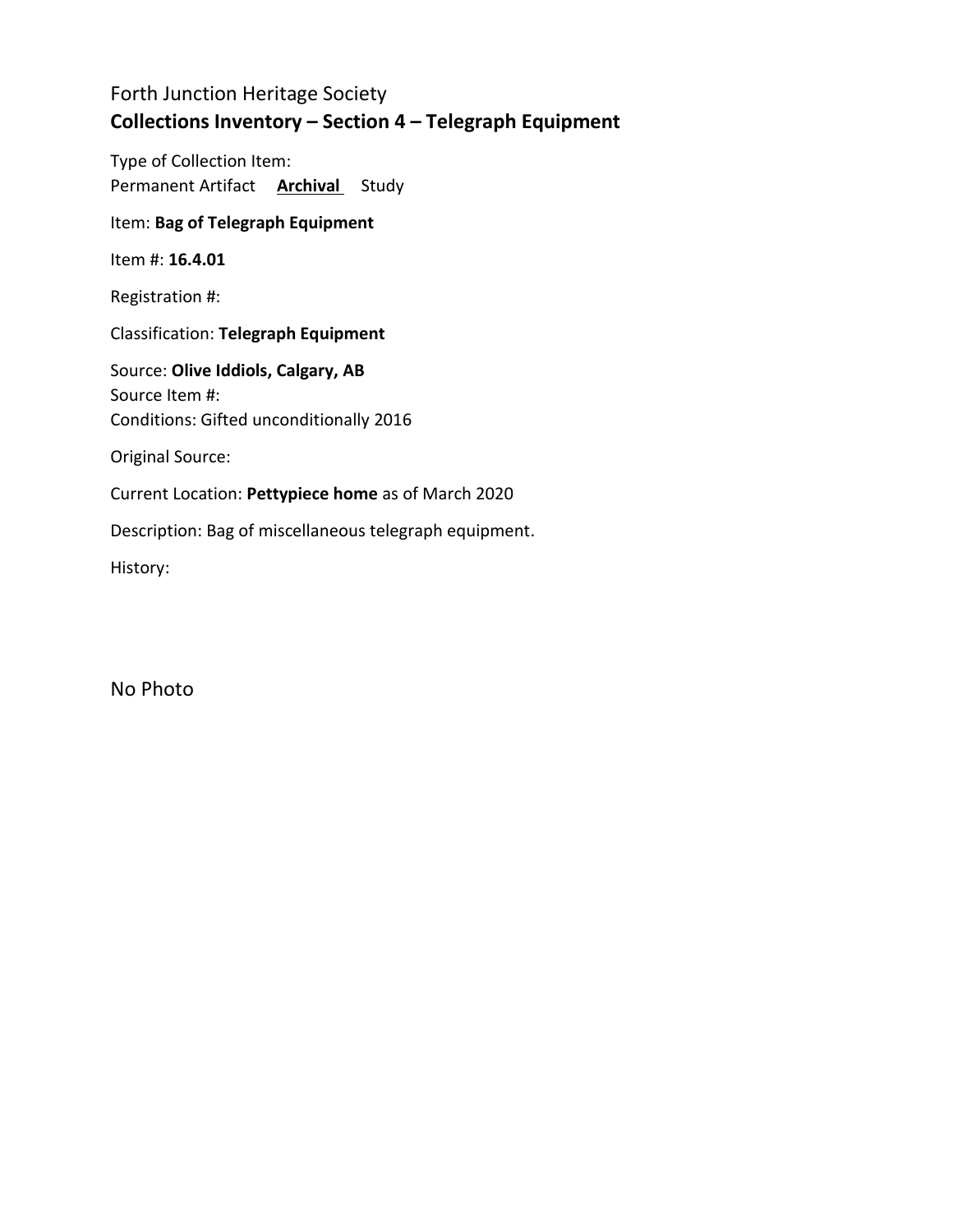Forth Junction Heritage Society

**Collections Inventory – Section 4 – Telegraph Equipment**

Type of Collection Item:
Permanent Artifact **<u>Archival</u>** Study

Item: **Bag of Telegraph Equipment**

Item #: **16.4.01**

Registration #:

Classification: **Telegraph Equipment**

Source: **Olive Iddiols, Calgary, AB**
Source Item #:
Conditions: Gifted unconditionally 2016

Original Source:

Current Location: **Pettypiece home** as of March 2020

Description: Bag of miscellaneous telegraph equipment.

History:

No Photo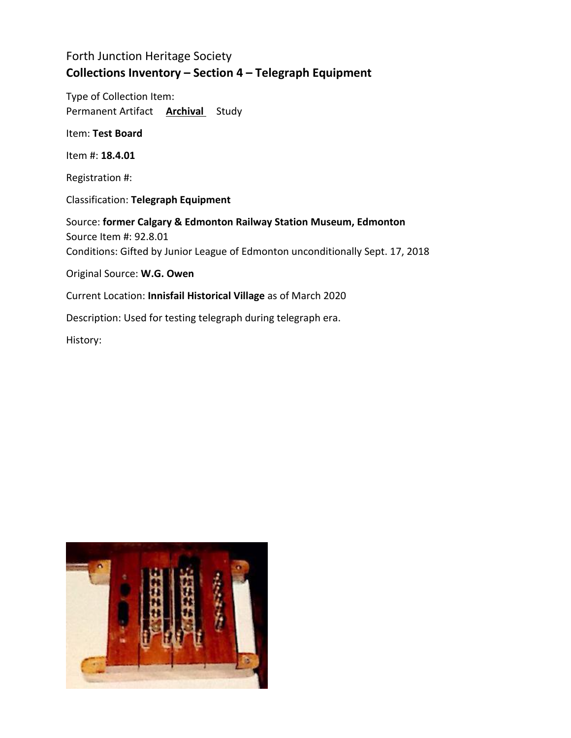Forth Junction Heritage Society

**Collections Inventory – Section 4 – Telegraph Equipment**

Type of Collection Item:
Permanent Artifact **Archival** Study

Item: **Test Board**

Item #: **18.4.01**

Registration #:

Classification: **Telegraph Equipment**

Source: **former Calgary & Edmonton Railway Station Museum, Edmonton**
Source Item #: 92.8.01
Conditions: Gifted by Junior League of Edmonton unconditionally Sept. 17, 2018

Original Source: **W.G. Owen**

Current Location: **Innisfail Historical Village** as of March 2020

Description: Used for testing telegraph during telegraph era.

History: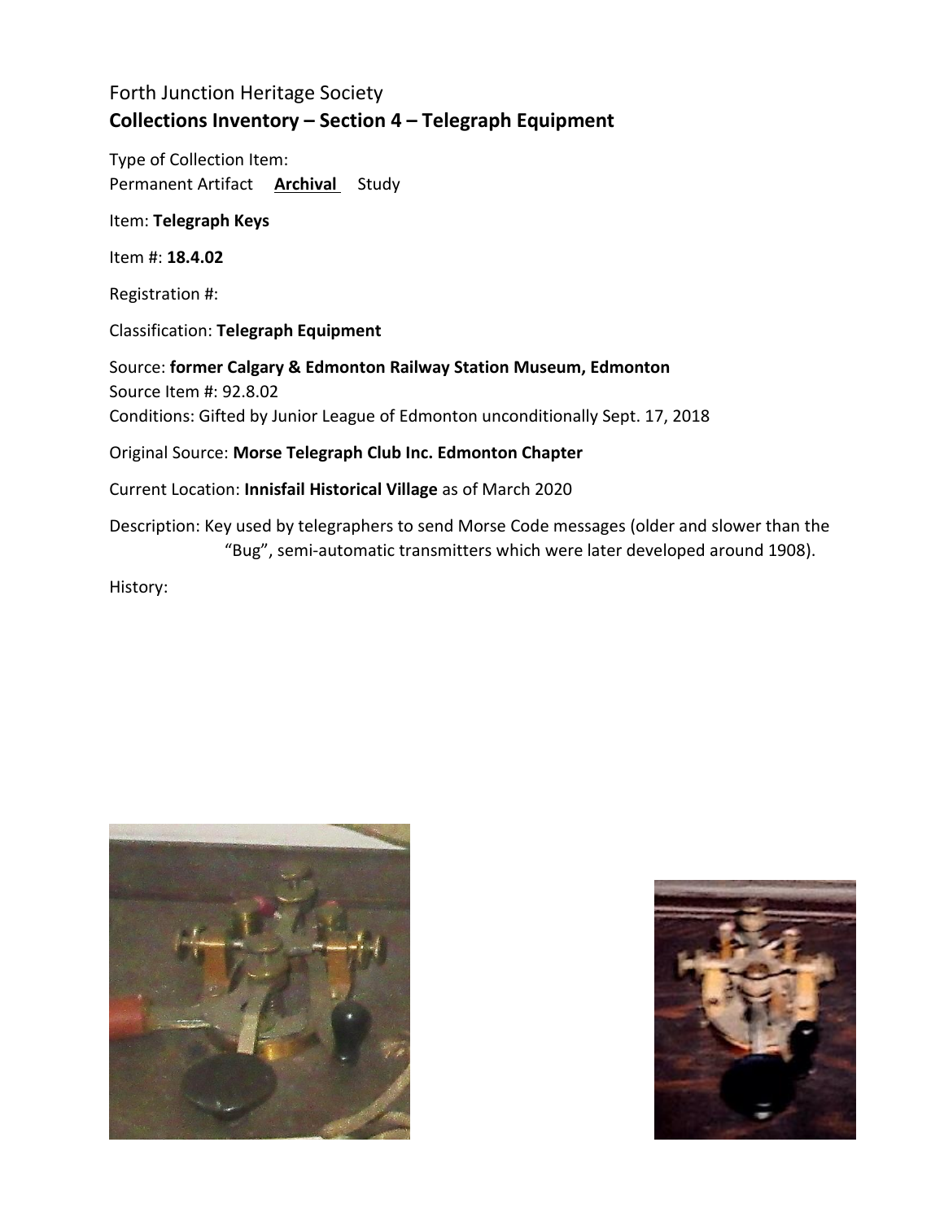Forth Junction Heritage Society

**Collections Inventory – Section 4 – Telegraph Equipment**

Type of Collection Item:
Permanent Artifact **Archival** Study

Item: **Telegraph Keys**

Item #: **18.4.02**

Registration #:

Classification: **Telegraph Equipment**

Source: **former Calgary & Edmonton Railway Station Museum, Edmonton**
Source Item #: 92.8.02
Conditions: Gifted by Junior League of Edmonton unconditionally Sept. 17, 2018

Original Source: **Morse Telegraph Club Inc. Edmonton Chapter**

Current Location: **Innisfail Historical Village** as of March 2020

Description: Key used by telegraphers to send Morse Code messages (older and slower than the "Bug", semi-automatic transmitters which were later developed around 1908).

History: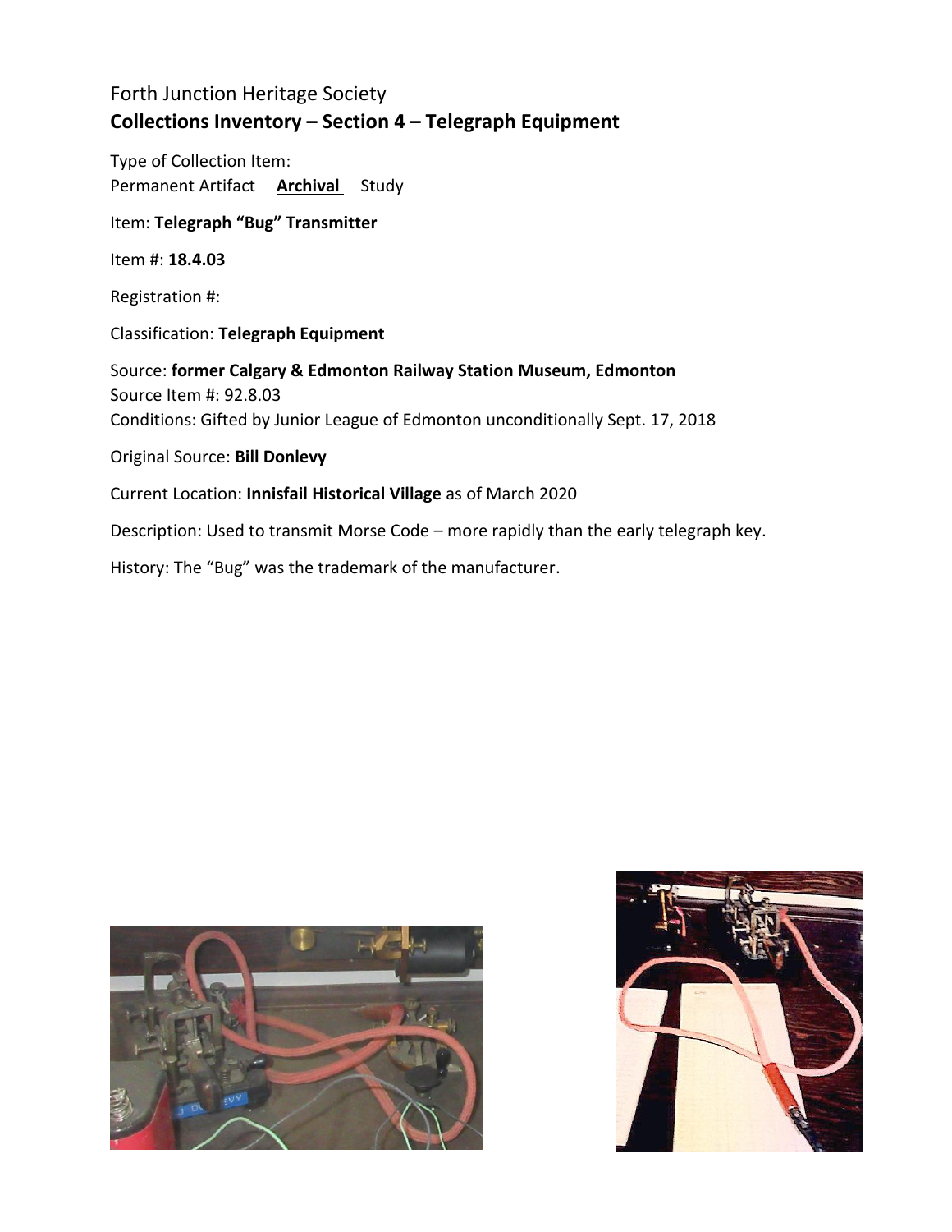Forth Junction Heritage Society

## Collections Inventory – Section 4 – Telegraph Equipment

Type of Collection Item:
Permanent Artifact **Archival** Study

Item: **Telegraph "Bug" Transmitter**

Item #: **18.4.03**

Registration #:

Classification: **Telegraph Equipment**

Source: **former Calgary & Edmonton Railway Station Museum, Edmonton**
Source Item #: 92.8.03
Conditions: Gifted by Junior League of Edmonton unconditionally Sept. 17, 2018

Original Source: **Bill Donlevy**

Current Location: **Innisfail Historical Village** as of March 2020

Description: Used to transmit Morse Code – more rapidly than the early telegraph key.

History: The "Bug" was the trademark of the manufacturer.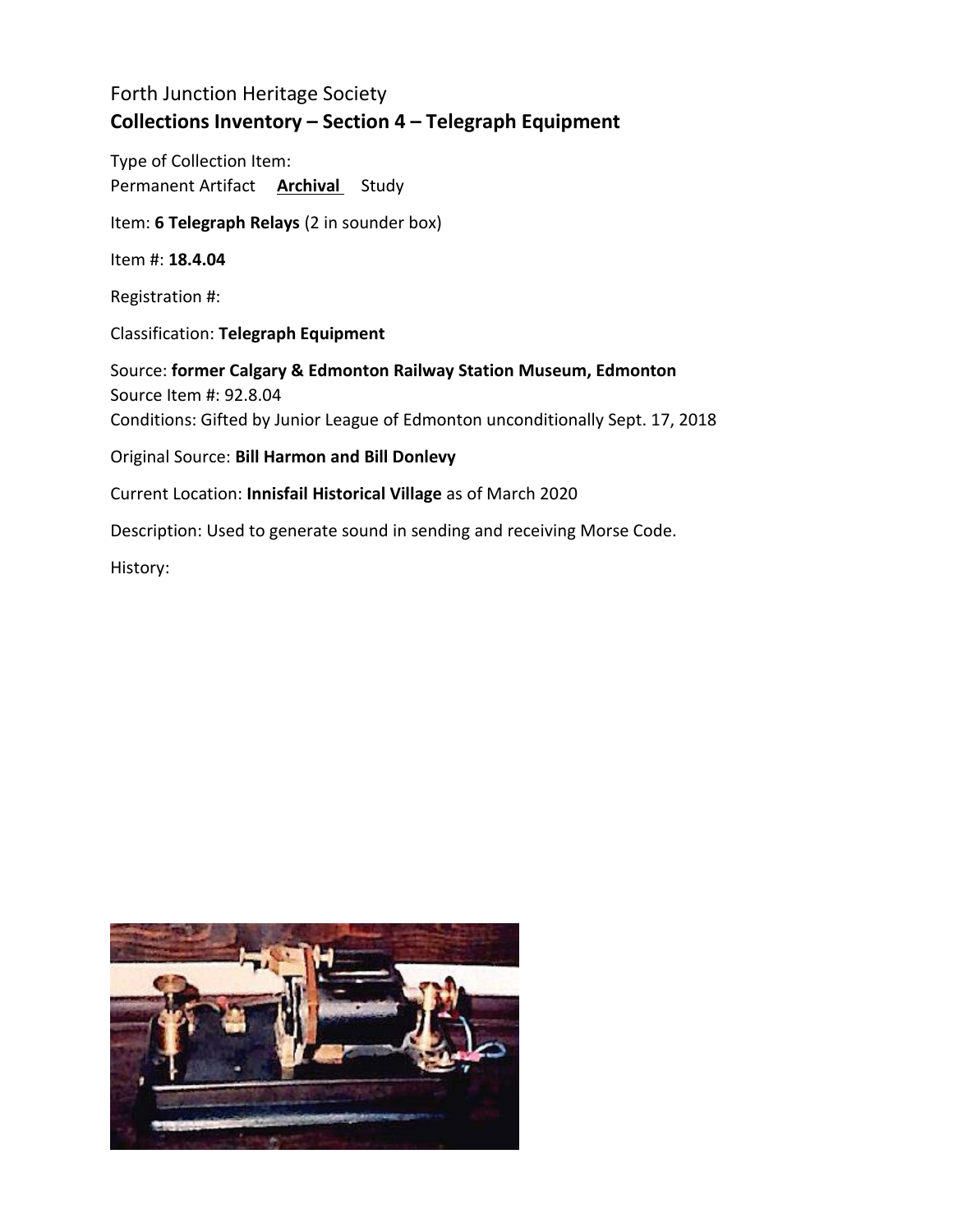Forth Junction Heritage Society

**Collections Inventory – Section 4 – Telegraph Equipment**

Type of Collection Item:
Permanent Artifact **Archival** Study

Item: **6 Telegraph Relays** (2 in sounder box)

Item #: **18.4.04**

Registration #:

Classification: **Telegraph Equipment**

Source: **former Calgary & Edmonton Railway Station Museum, Edmonton**
Source Item #: 92.8.04
Conditions: Gifted by Junior League of Edmonton unconditionally Sept. 17, 2018

Original Source: **Bill Harmon and Bill Donlevy**

Current Location: **Innisfail Historical Village** as of March 2020

Description: Used to generate sound in sending and receiving Morse Code.

History: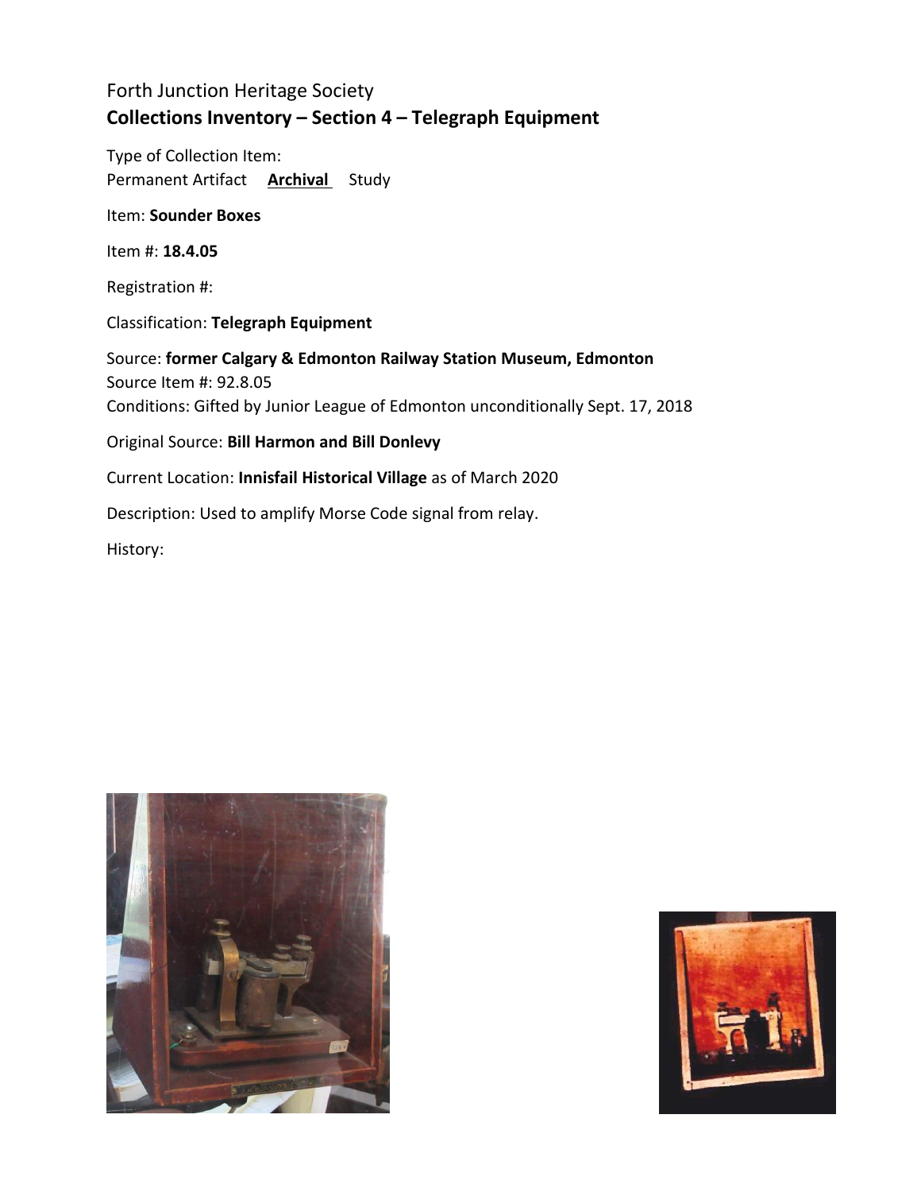Forth Junction Heritage Society

**Collections Inventory – Section 4 – Telegraph Equipment**

Type of Collection Item:
Permanent Artifact **Archival** Study

Item: **Sounder Boxes**

Item #: **18.4.05**

Registration #:

Classification: **Telegraph Equipment**

Source: **former Calgary & Edmonton Railway Station Museum, Edmonton**
Source Item #: 92.8.05
Conditions: Gifted by Junior League of Edmonton unconditionally Sept. 17, 2018

Original Source: **Bill Harmon and Bill Donlevy**

Current Location: **Innisfail Historical Village** as of March 2020

Description: Used to amplify Morse Code signal from relay.

History: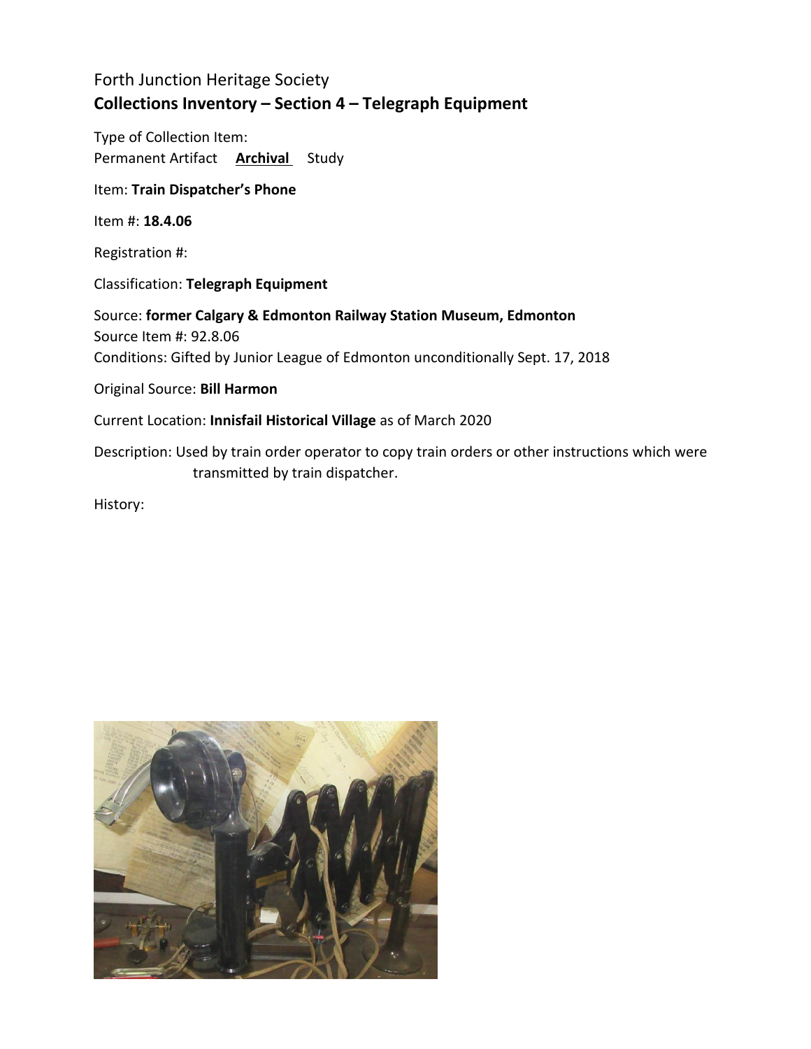Forth Junction Heritage Society

**Collections Inventory – Section 4 – Telegraph Equipment**

Type of Collection Item:
Permanent Artifact **Archival** Study

Item: **Train Dispatcher's Phone**

Item #: **18.4.06**

Registration #:

Classification: **Telegraph Equipment**

Source: **former Calgary & Edmonton Railway Station Museum, Edmonton**
Source Item #: 92.8.06
Conditions: Gifted by Junior League of Edmonton unconditionally Sept. 17, 2018

Original Source: **Bill Harmon**

Current Location: **Innisfail Historical Village** as of March 2020

Description: Used by train order operator to copy train orders or other instructions which were transmitted by train dispatcher.

History: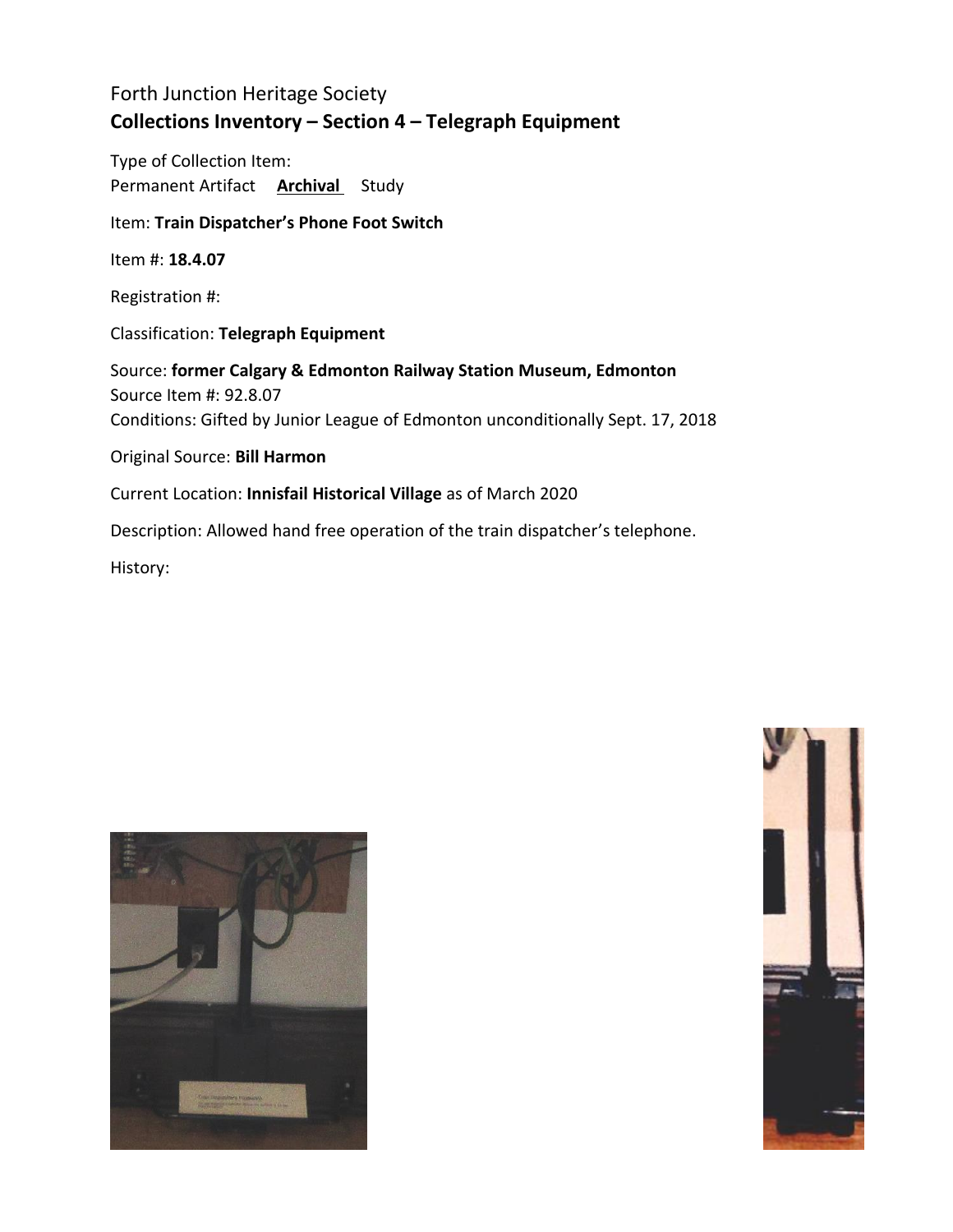Forth Junction Heritage Society

**Collections Inventory – Section 4 – Telegraph Equipment**

Type of Collection Item:

Permanent Artifact **Archival** Study

Item: **Train Dispatcher's Phone Foot Switch**

Item #: **18.4.07**

Registration #:

Classification: **Telegraph Equipment**

Source: **former Calgary & Edmonton Railway Station Museum, Edmonton**

Source Item #: 92.8.07

Conditions: Gifted by Junior League of Edmonton unconditionally Sept. 17, 2018

Original Source: **Bill Harmon**

Current Location: **Innisfail Historical Village** as of March 2020

Description: Allowed hand free operation of the train dispatcher's telephone.

History: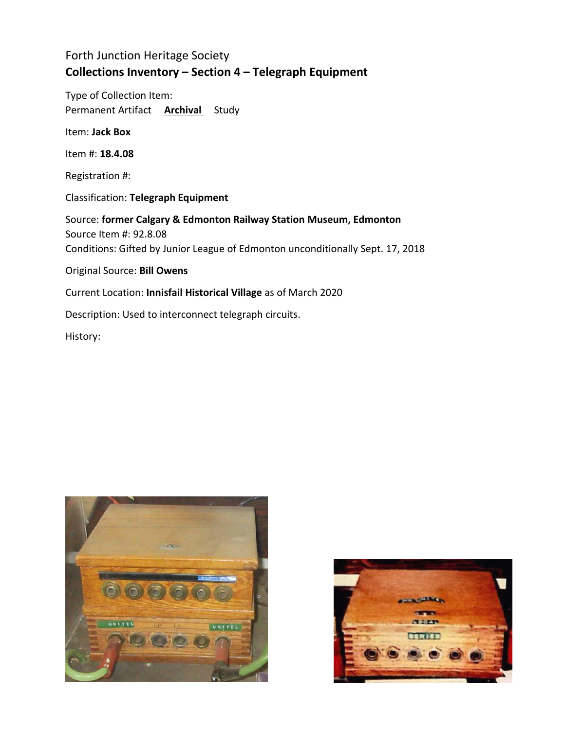Forth Junction Heritage Society

**Collections Inventory – Section 4 – Telegraph Equipment**

Type of Collection Item:

Permanent Artifact **Archival** Study

Item: **Jack Box**

Item #: **18.4.08**

Registration #:

Classification: **Telegraph Equipment**

Source: **former Calgary & Edmonton Railway Station Museum, Edmonton**

Source Item #: 92.8.08

Conditions: Gifted by Junior League of Edmonton unconditionally Sept. 17, 2018

Original Source: **Bill Owens**

Current Location: **Innisfail Historical Village** as of March 2020

Description: Used to interconnect telegraph circuits.

History: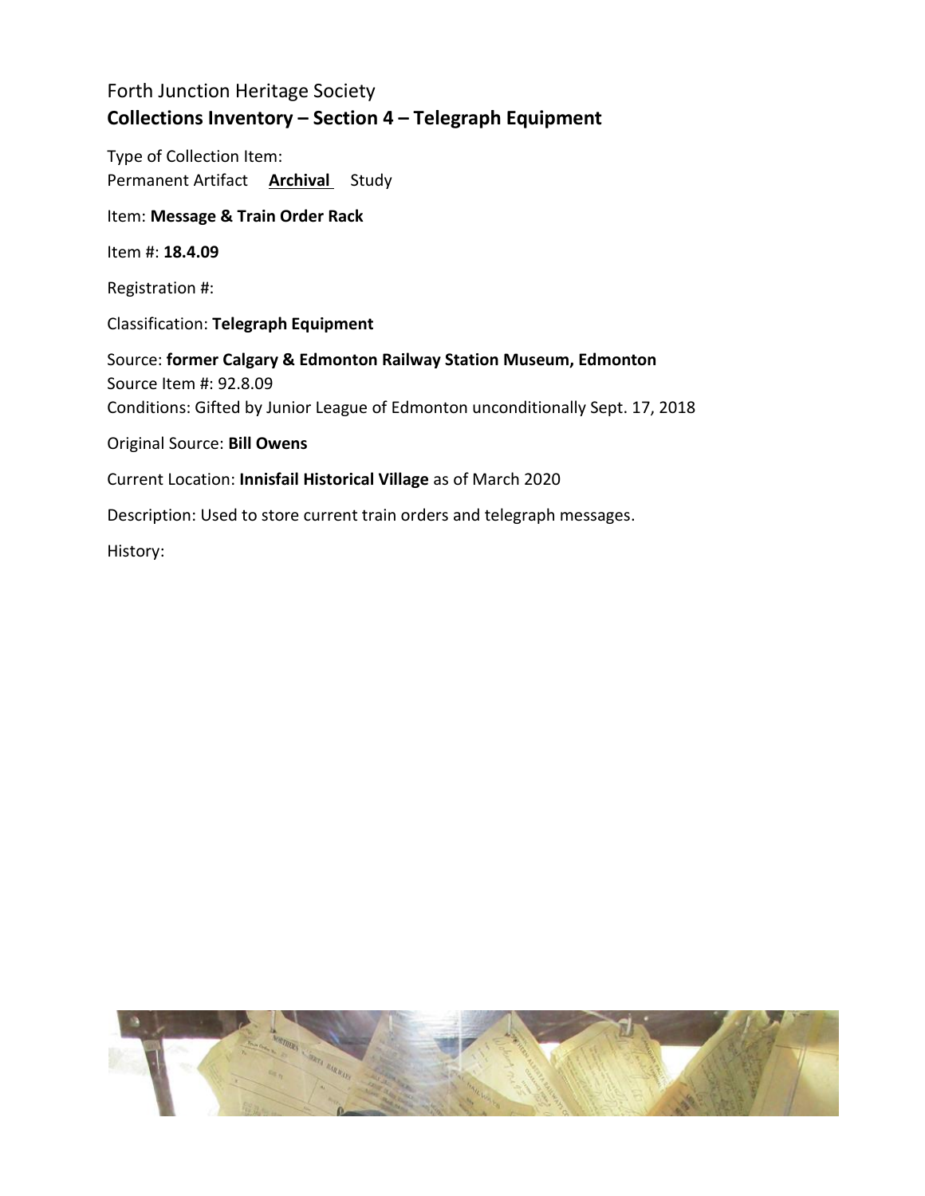Forth Junction Heritage Society

**Collections Inventory – Section 4 – Telegraph Equipment**

Type of Collection Item:
Permanent Artifact **Archival** Study

Item: **Message & Train Order Rack**

Item #: **18.4.09**

Registration #:

Classification: **Telegraph Equipment**

Source: **former Calgary & Edmonton Railway Station Museum, Edmonton**
Source Item #: 92.8.09
Conditions: Gifted by Junior League of Edmonton unconditionally Sept. 17, 2018

Original Source: **Bill Owens**

Current Location: **Innisfail Historical Village** as of March 2020

Description: Used to store current train orders and telegraph messages.

History: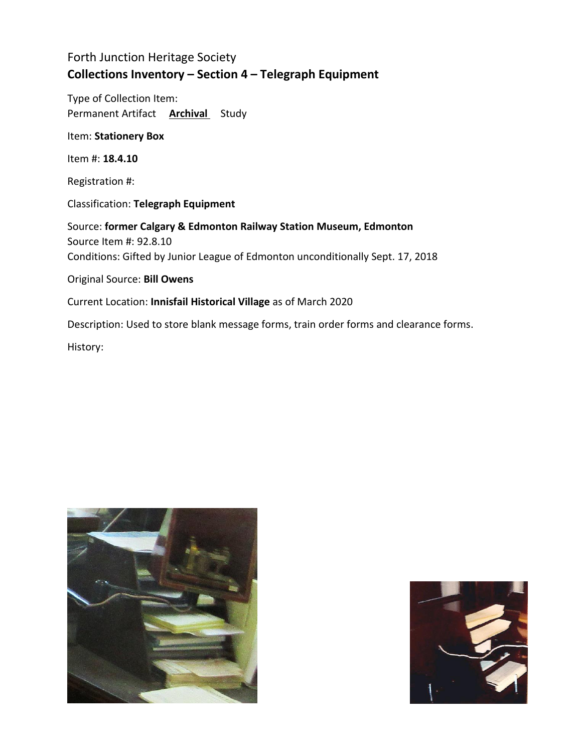Forth Junction Heritage Society

**Collections Inventory – Section 4 – Telegraph Equipment**

Type of Collection Item:
Permanent Artifact **Archival** Study

Item: **Stationery Box**

Item #: **18.4.10**

Registration #:

Classification: **Telegraph Equipment**

Source: **former Calgary & Edmonton Railway Station Museum, Edmonton**
Source Item #: 92.8.10
Conditions: Gifted by Junior League of Edmonton unconditionally Sept. 17, 2018

Original Source: **Bill Owens**

Current Location: **Innisfail Historical Village** as of March 2020

Description: Used to store blank message forms, train order forms and clearance forms.

History: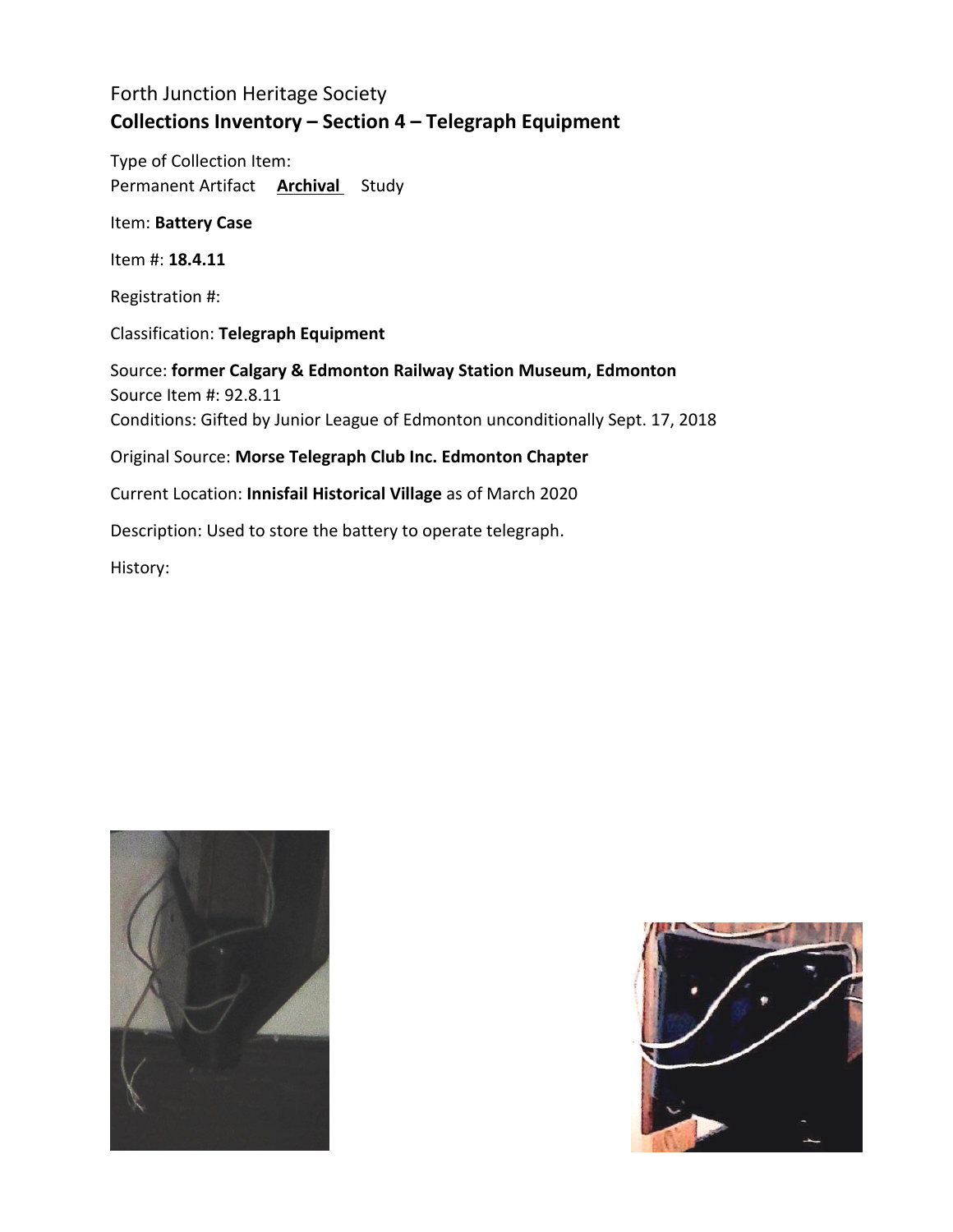Forth Junction Heritage Society

**Collections Inventory – Section 4 – Telegraph Equipment**

Type of Collection Item:
Permanent Artifact **<u>Archival</u>** Study

Item: **Battery Case**

Item #: **18.4.11**

Registration #:

Classification: **Telegraph Equipment**

Source: **former Calgary & Edmonton Railway Station Museum, Edmonton**
Source Item #: 92.8.11
Conditions: Gifted by Junior League of Edmonton unconditionally Sept. 17, 2018

Original Source: **Morse Telegraph Club Inc. Edmonton Chapter**

Current Location: **Innisfail Historical Village** as of March 2020

Description: Used to store the battery to operate telegraph.

History: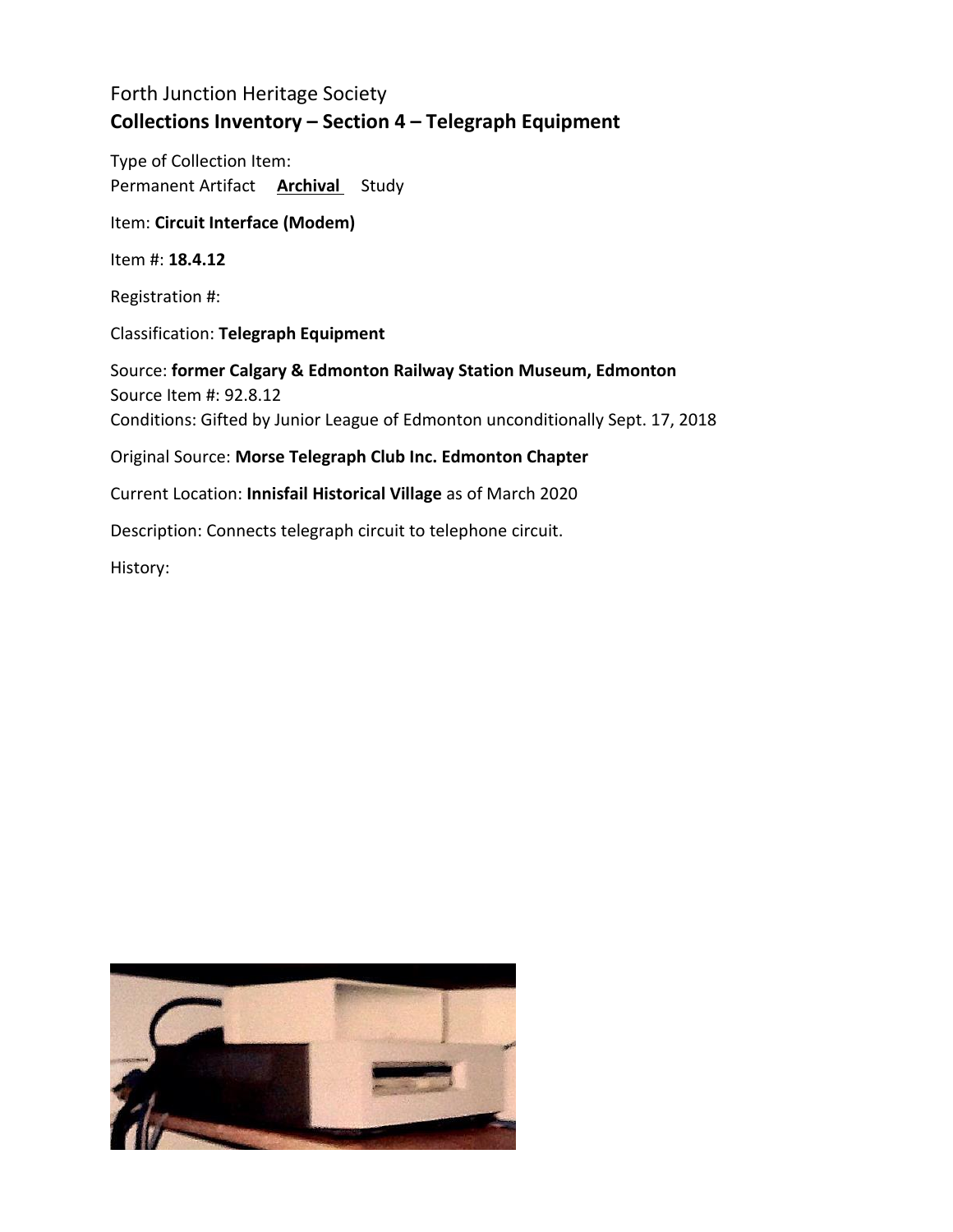Forth Junction Heritage Society

**Collections Inventory – Section 4 – Telegraph Equipment**

Type of Collection Item:
Permanent Artifact **Archival** Study

Item: **Circuit Interface (Modem)**

Item #: **18.4.12**

Registration #:

Classification: **Telegraph Equipment**

Source: **former Calgary & Edmonton Railway Station Museum, Edmonton**
Source Item #: 92.8.12
Conditions: Gifted by Junior League of Edmonton unconditionally Sept. 17, 2018

Original Source: **Morse Telegraph Club Inc. Edmonton Chapter**

Current Location: **Innisfail Historical Village** as of March 2020

Description: Connects telegraph circuit to telephone circuit.

History: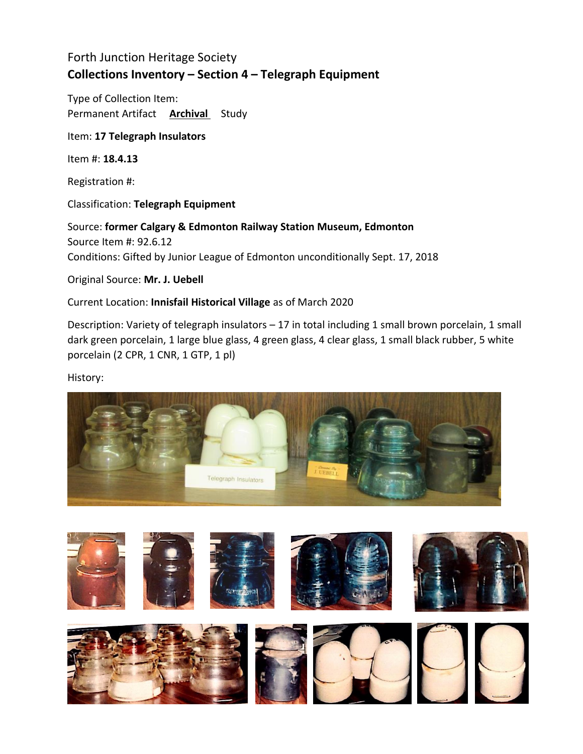Forth Junction Heritage Society

**Collections Inventory – Section 4 – Telegraph Equipment**

Type of Collection Item:
Permanent Artifact **Archival** Study

Item: **17 Telegraph Insulators**

Item #: **18.4.13**

Registration #:

Classification: **Telegraph Equipment**

Source: **former Calgary & Edmonton Railway Station Museum, Edmonton**
Source Item #: 92.6.12
Conditions: Gifted by Junior League of Edmonton unconditionally Sept. 17, 2018

Original Source: **Mr. J. Uebell**

Current Location: **Innisfail Historical Village** as of March 2020

Description: Variety of telegraph insulators – 17 in total including 1 small brown porcelain, 1 small dark green porcelain, 1 large blue glass, 4 green glass, 4 clear glass, 1 small black rubber, 5 white porcelain (2 CPR, 1 CNR, 1 GTP, 1 pl)

History: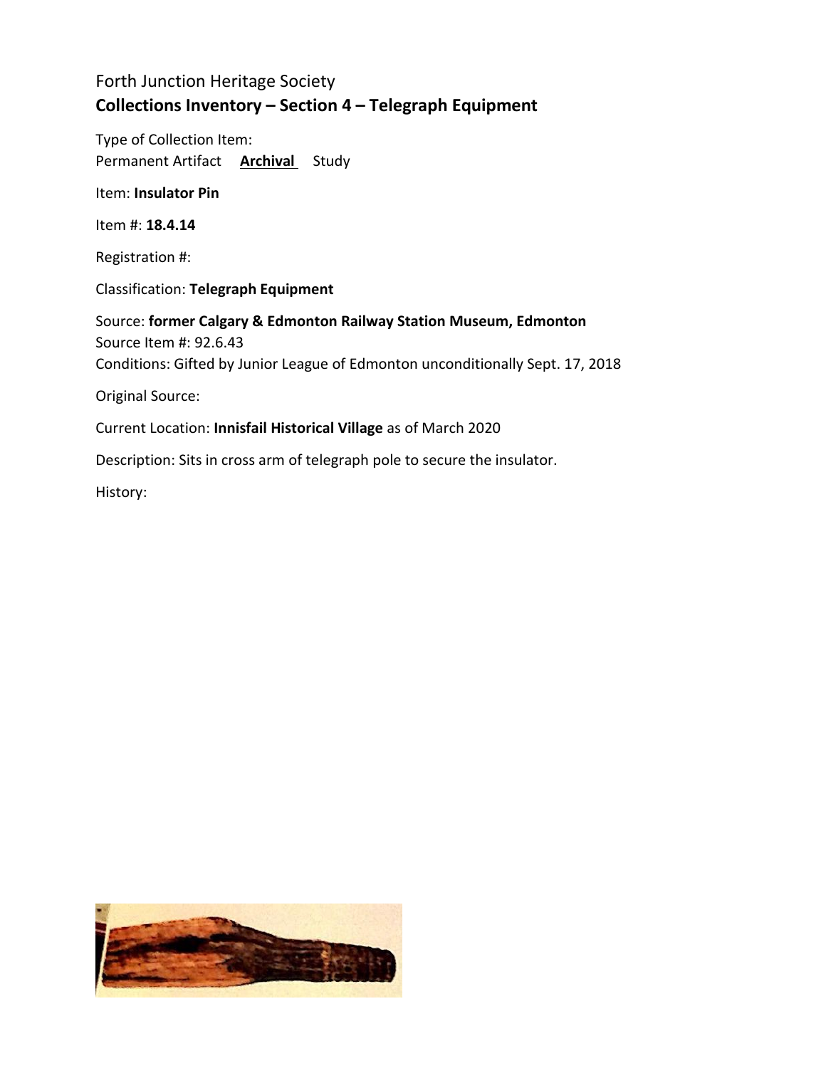Forth Junction Heritage Society

**Collections Inventory – Section 4 – Telegraph Equipment**

Type of Collection Item:

Permanent Artifact **Archival** Study

Item: **Insulator Pin**

Item #: **18.4.14**

Registration #:

Classification: **Telegraph Equipment**

Source: **former Calgary & Edmonton Railway Station Museum, Edmonton**

Source Item #: 92.6.43

Conditions: Gifted by Junior League of Edmonton unconditionally Sept. 17, 2018

Original Source:

Current Location: **Innisfail Historical Village** as of March 2020

Description: Sits in cross arm of telegraph pole to secure the insulator.

History: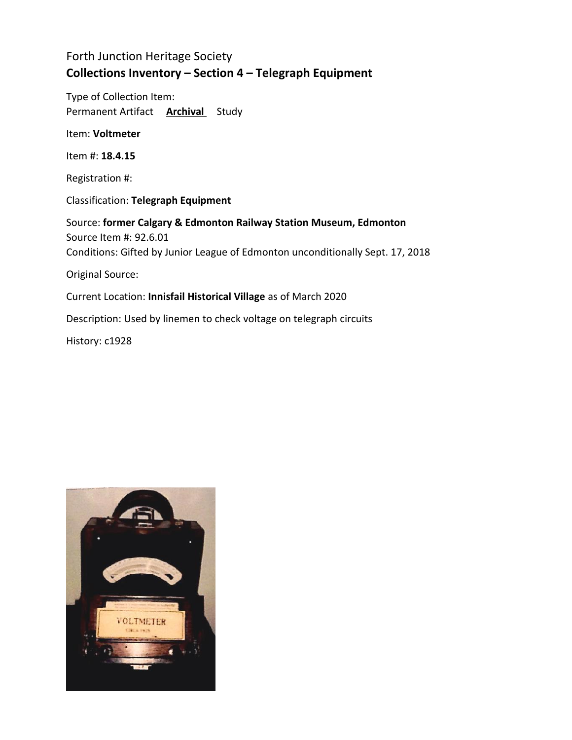Forth Junction Heritage Society

**Collections Inventory – Section 4 – Telegraph Equipment**

Type of Collection Item:
Permanent Artifact **Archival** Study

Item: **Voltmeter**

Item #: **18.4.15**

Registration #:

Classification: **Telegraph Equipment**

Source: **former Calgary & Edmonton Railway Station Museum, Edmonton**
Source Item #: 92.6.01
Conditions: Gifted by Junior League of Edmonton unconditionally Sept. 17, 2018

Original Source:

Current Location: **Innisfail Historical Village** as of March 2020

Description: Used by linemen to check voltage on telegraph circuits

History: c1928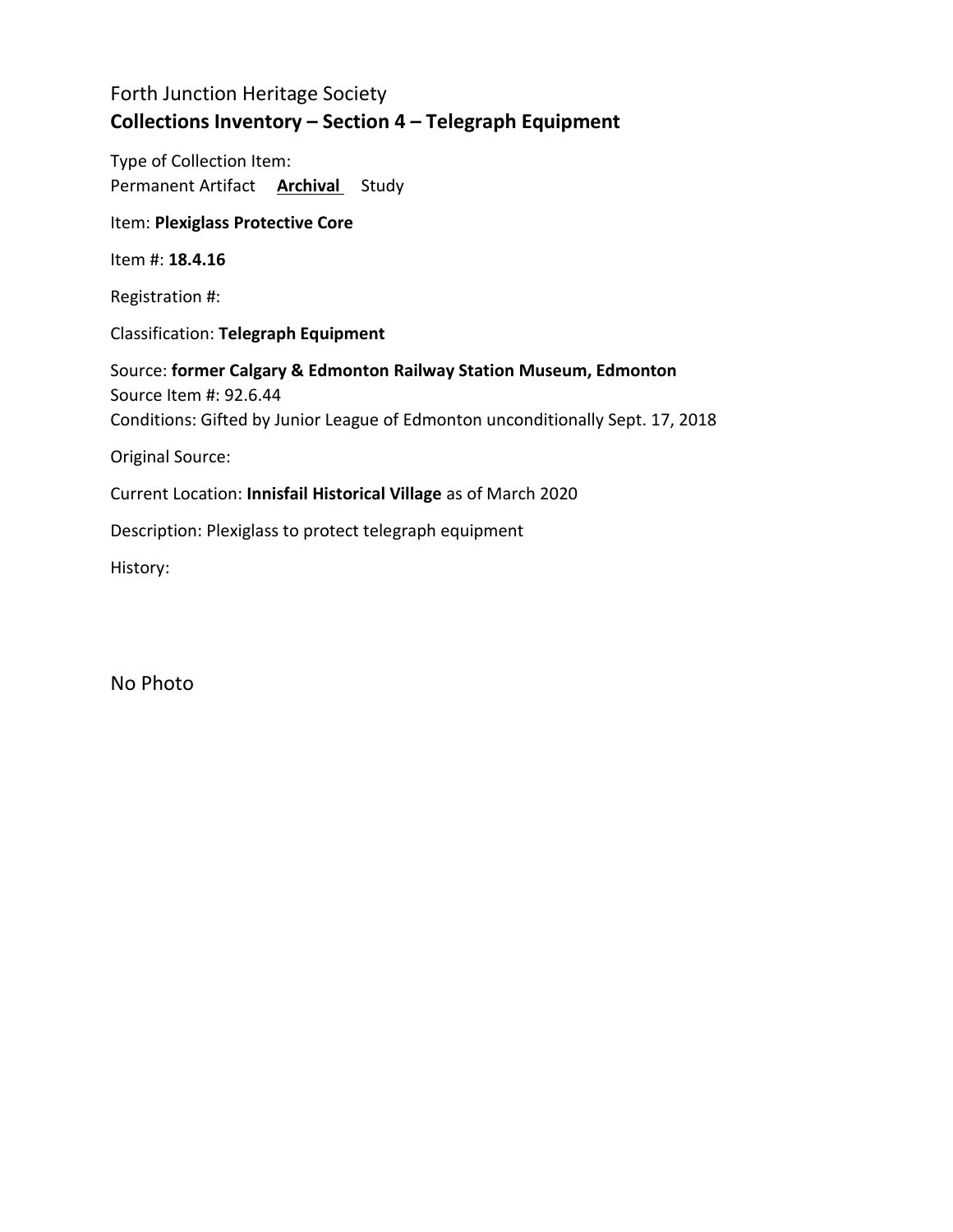Forth Junction Heritage Society

**Collections Inventory – Section 4 – Telegraph Equipment**

Type of Collection Item:
Permanent Artifact **Archival** Study

Item: **Plexiglass Protective Core**

Item #: **18.4.16**

Registration #:

Classification: **Telegraph Equipment**

Source: **former Calgary & Edmonton Railway Station Museum, Edmonton**
Source Item #: 92.6.44
Conditions: Gifted by Junior League of Edmonton unconditionally Sept. 17, 2018

Original Source:

Current Location: **Innisfail Historical Village** as of March 2020

Description: Plexiglass to protect telegraph equipment

History:

No Photo